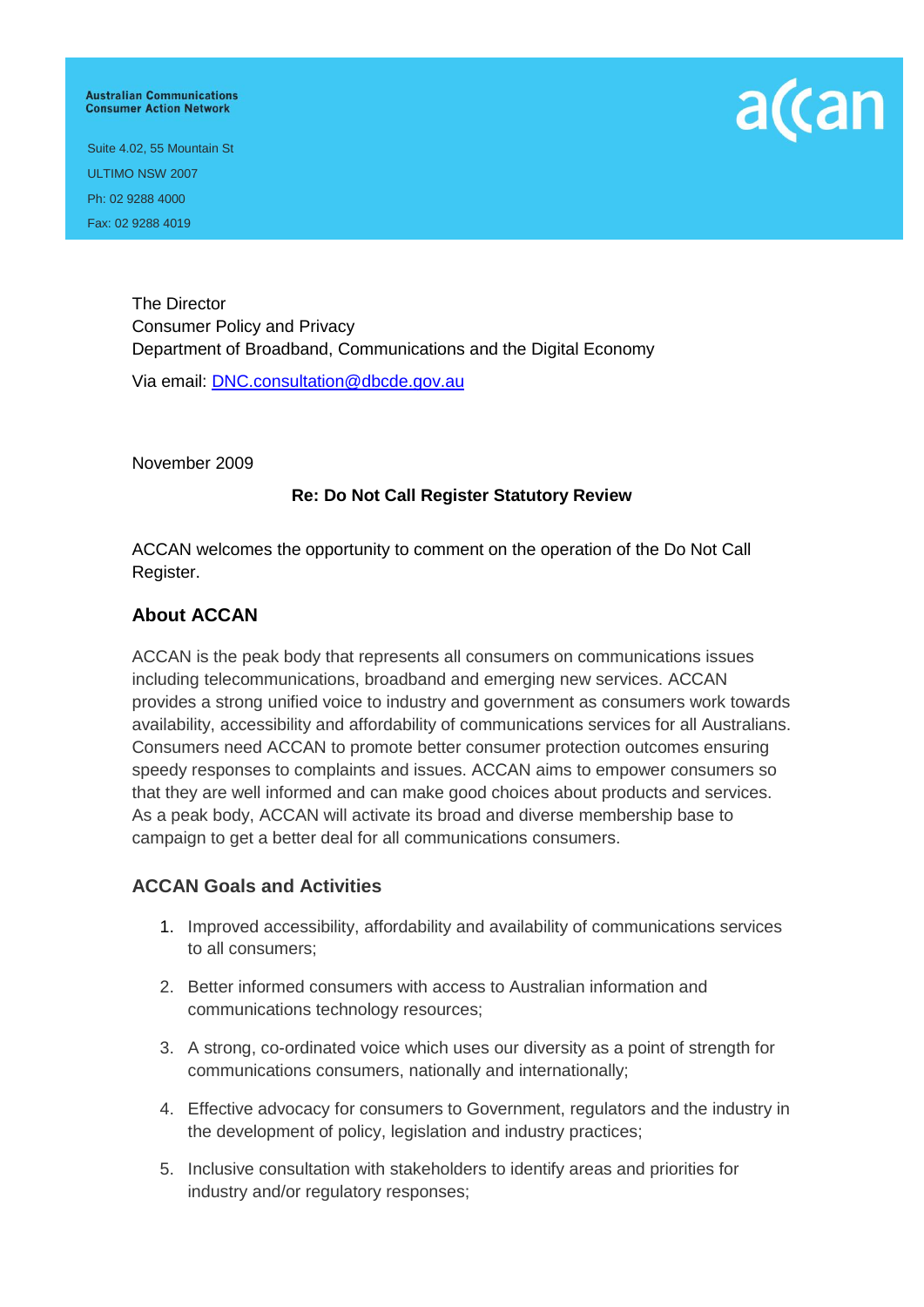**Australian Communications Consumer Action Network**

Suite 4.02, 55 Mountain St
ULTIMO NSW 2007
Ph: 02 9288 4000
Fax: 02 9288 4019

acan

The Director
Consumer Policy and Privacy
Department of Broadband, Communications and the Digital Economy

Via email: DNC.consultation@dbcde.gov.au

November 2009

**Re: Do Not Call Register Statutory Review**

ACCAN welcomes the opportunity to comment on the operation of the Do Not Call Register.

## About ACCAN

ACCAN is the peak body that represents all consumers on communications issues including telecommunications, broadband and emerging new services. ACCAN provides a strong unified voice to industry and government as consumers work towards availability, accessibility and affordability of communications services for all Australians. Consumers need ACCAN to promote better consumer protection outcomes ensuring speedy responses to complaints and issues. ACCAN aims to empower consumers so that they are well informed and can make good choices about products and services. As a peak body, ACCAN will activate its broad and diverse membership base to campaign to get a better deal for all communications consumers.

## ACCAN Goals and Activities

1. Improved accessibility, affordability and availability of communications services to all consumers;
2. Better informed consumers with access to Australian information and communications technology resources;
3. A strong, co-ordinated voice which uses our diversity as a point of strength for communications consumers, nationally and internationally;
4. Effective advocacy for consumers to Government, regulators and the industry in the development of policy, legislation and industry practices;
5. Inclusive consultation with stakeholders to identify areas and priorities for industry and/or regulatory responses;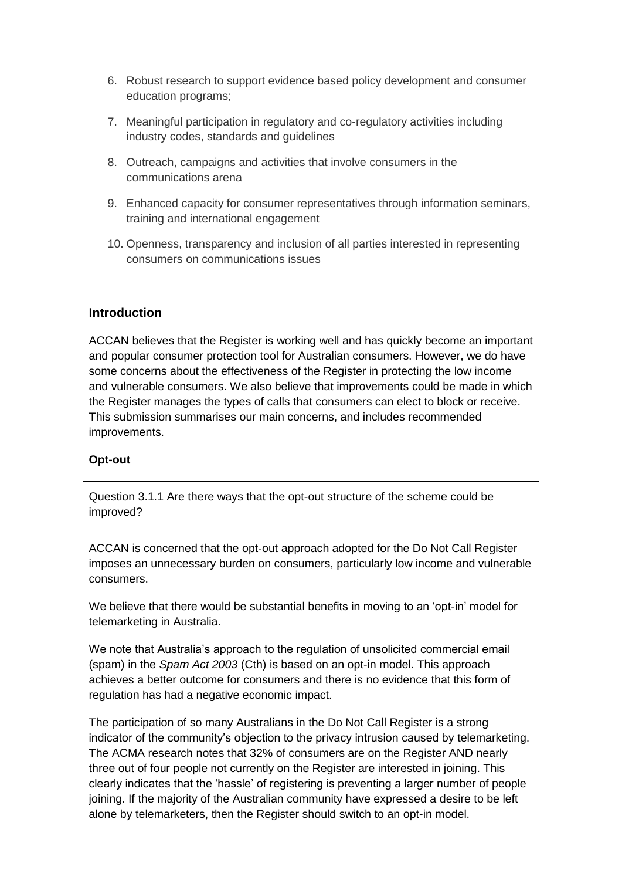6. Robust research to support evidence based policy development and consumer education programs;
7. Meaningful participation in regulatory and co-regulatory activities including industry codes, standards and guidelines
8. Outreach, campaigns and activities that involve consumers in the communications arena
9. Enhanced capacity for consumer representatives through information seminars, training and international engagement
10. Openness, transparency and inclusion of all parties interested in representing consumers on communications issues

## Introduction

ACCAN believes that the Register is working well and has quickly become an important and popular consumer protection tool for Australian consumers. However, we do have some concerns about the effectiveness of the Register in protecting the low income and vulnerable consumers. We also believe that improvements could be made in which the Register manages the types of calls that consumers can elect to block or receive. This submission summarises our main concerns, and includes recommended improvements.

### Opt-out

> Question 3.1.1 Are there ways that the opt-out structure of the scheme could be improved?

ACCAN is concerned that the opt-out approach adopted for the Do Not Call Register imposes an unnecessary burden on consumers, particularly low income and vulnerable consumers.

We believe that there would be substantial benefits in moving to an 'opt-in' model for telemarketing in Australia.

We note that Australia's approach to the regulation of unsolicited commercial email (spam) in the *Spam Act 2003* (Cth) is based on an opt-in model. This approach achieves a better outcome for consumers and there is no evidence that this form of regulation has had a negative economic impact.

The participation of so many Australians in the Do Not Call Register is a strong indicator of the community's objection to the privacy intrusion caused by telemarketing. The ACMA research notes that 32% of consumers are on the Register AND nearly three out of four people not currently on the Register are interested in joining. This clearly indicates that the 'hassle' of registering is preventing a larger number of people joining. If the majority of the Australian community have expressed a desire to be left alone by telemarketers, then the Register should switch to an opt-in model.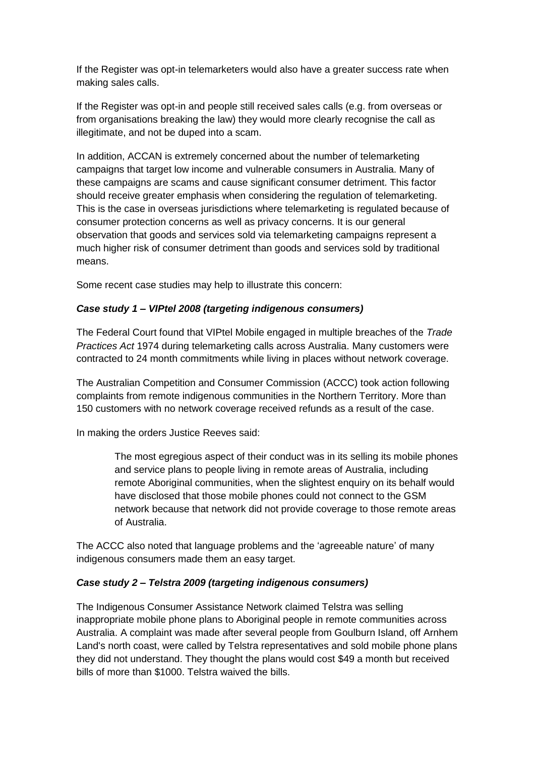If the Register was opt-in telemarketers would also have a greater success rate when making sales calls.

If the Register was opt-in and people still received sales calls (e.g. from overseas or from organisations breaking the law) they would more clearly recognise the call as illegitimate, and not be duped into a scam.

In addition, ACCAN is extremely concerned about the number of telemarketing campaigns that target low income and vulnerable consumers in Australia. Many of these campaigns are scams and cause significant consumer detriment. This factor should receive greater emphasis when considering the regulation of telemarketing. This is the case in overseas jurisdictions where telemarketing is regulated because of consumer protection concerns as well as privacy concerns. It is our general observation that goods and services sold via telemarketing campaigns represent a much higher risk of consumer detriment than goods and services sold by traditional means.

Some recent case studies may help to illustrate this concern:

***Case study 1 – VIPtel 2008 (targeting indigenous consumers)***

The Federal Court found that VIPtel Mobile engaged in multiple breaches of the *Trade Practices Act* 1974 during telemarketing calls across Australia. Many customers were contracted to 24 month commitments while living in places without network coverage.

The Australian Competition and Consumer Commission (ACCC) took action following complaints from remote indigenous communities in the Northern Territory. More than 150 customers with no network coverage received refunds as a result of the case.

In making the orders Justice Reeves said:

> The most egregious aspect of their conduct was in its selling its mobile phones and service plans to people living in remote areas of Australia, including remote Aboriginal communities, when the slightest enquiry on its behalf would have disclosed that those mobile phones could not connect to the GSM network because that network did not provide coverage to those remote areas of Australia.

The ACCC also noted that language problems and the 'agreeable nature' of many indigenous consumers made them an easy target.

***Case study 2 – Telstra 2009 (targeting indigenous consumers)***

The Indigenous Consumer Assistance Network claimed Telstra was selling inappropriate mobile phone plans to Aboriginal people in remote communities across Australia. A complaint was made after several people from Goulburn Island, off Arnhem Land's north coast, were called by Telstra representatives and sold mobile phone plans they did not understand. They thought the plans would cost $49 a month but received bills of more than $1000. Telstra waived the bills.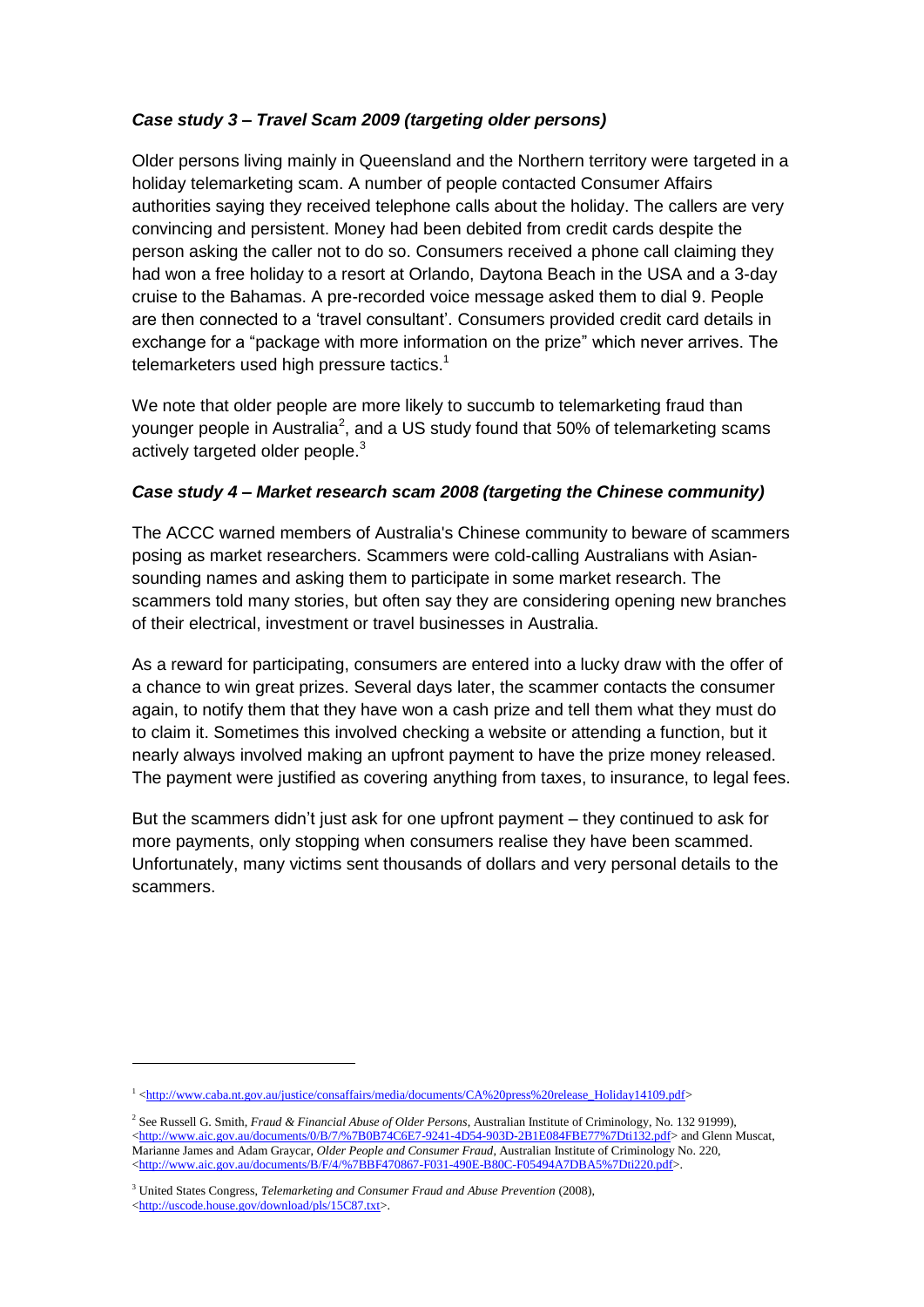### *Case study 3 – Travel Scam 2009 (targeting older persons)*

Older persons living mainly in Queensland and the Northern territory were targeted in a holiday telemarketing scam. A number of people contacted Consumer Affairs authorities saying they received telephone calls about the holiday. The callers are very convincing and persistent. Money had been debited from credit cards despite the person asking the caller not to do so. Consumers received a phone call claiming they had won a free holiday to a resort at Orlando, Daytona Beach in the USA and a 3-day cruise to the Bahamas. A pre-recorded voice message asked them to dial 9. People are then connected to a 'travel consultant'. Consumers provided credit card details in exchange for a "package with more information on the prize" which never arrives. The telemarketers used high pressure tactics.[1]

We note that older people are more likely to succumb to telemarketing fraud than younger people in Australia[2], and a US study found that 50% of telemarketing scams actively targeted older people.[3]

### *Case study 4 – Market research scam 2008 (targeting the Chinese community)*

The ACCC warned members of Australia's Chinese community to beware of scammers posing as market researchers. Scammers were cold-calling Australians with Asian-sounding names and asking them to participate in some market research. The scammers told many stories, but often say they are considering opening new branches of their electrical, investment or travel businesses in Australia.

As a reward for participating, consumers are entered into a lucky draw with the offer of a chance to win great prizes. Several days later, the scammer contacts the consumer again, to notify them that they have won a cash prize and tell them what they must do to claim it. Sometimes this involved checking a website or attending a function, but it nearly always involved making an upfront payment to have the prize money released. The payment were justified as covering anything from taxes, to insurance, to legal fees.

But the scammers didn't just ask for one upfront payment – they continued to ask for more payments, only stopping when consumers realise they have been scammed. Unfortunately, many victims sent thousands of dollars and very personal details to the scammers.

---

[1] <http://www.caba.nt.gov.au/justice/consaffairs/media/documents/CA%20press%20release_Holiday14109.pdf>

[2] See Russell G. Smith, *Fraud & Financial Abuse of Older Persons*, Australian Institute of Criminology, No. 132 91999), <http://www.aic.gov.au/documents/0/B/7/%7B0B74C6E7-9241-4D54-903D-2B1E084FBE77%7Dti132.pdf> and Glenn Muscat, Marianne James and Adam Graycar, *Older People and Consumer Fraud*, Australian Institute of Criminology No. 220, <http://www.aic.gov.au/documents/B/F/4/%7BBF470867-F031-490E-B80C-F05494A7DBA5%7Dti220.pdf>.

[3] United States Congress, *Telemarketing and Consumer Fraud and Abuse Prevention* (2008), <http://uscode.house.gov/download/pls/15C87.txt>.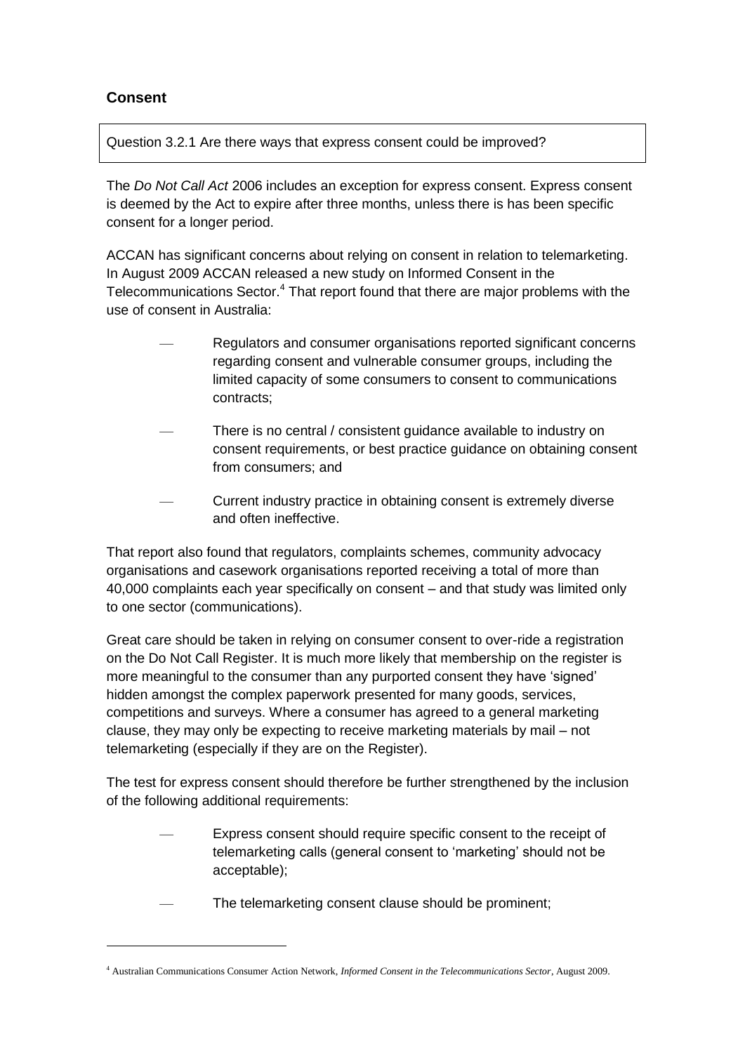## Consent

Question 3.2.1 Are there ways that express consent could be improved?

The *Do Not Call Act* 2006 includes an exception for express consent. Express consent is deemed by the Act to expire after three months, unless there is has been specific consent for a longer period.

ACCAN has significant concerns about relying on consent in relation to telemarketing. In August 2009 ACCAN released a new study on Informed Consent in the Telecommunications Sector.[4] That report found that there are major problems with the use of consent in Australia:

- Regulators and consumer organisations reported significant concerns regarding consent and vulnerable consumer groups, including the limited capacity of some consumers to consent to communications contracts;
- There is no central / consistent guidance available to industry on consent requirements, or best practice guidance on obtaining consent from consumers; and
- Current industry practice in obtaining consent is extremely diverse and often ineffective.

That report also found that regulators, complaints schemes, community advocacy organisations and casework organisations reported receiving a total of more than 40,000 complaints each year specifically on consent – and that study was limited only to one sector (communications).

Great care should be taken in relying on consumer consent to over-ride a registration on the Do Not Call Register. It is much more likely that membership on the register is more meaningful to the consumer than any purported consent they have 'signed' hidden amongst the complex paperwork presented for many goods, services, competitions and surveys. Where a consumer has agreed to a general marketing clause, they may only be expecting to receive marketing materials by mail – not telemarketing (especially if they are on the Register).

The test for express consent should therefore be further strengthened by the inclusion of the following additional requirements:

- Express consent should require specific consent to the receipt of telemarketing calls (general consent to 'marketing' should not be acceptable);
- The telemarketing consent clause should be prominent;

[4] Australian Communications Consumer Action Network, *Informed Consent in the Telecommunications Sector*, August 2009.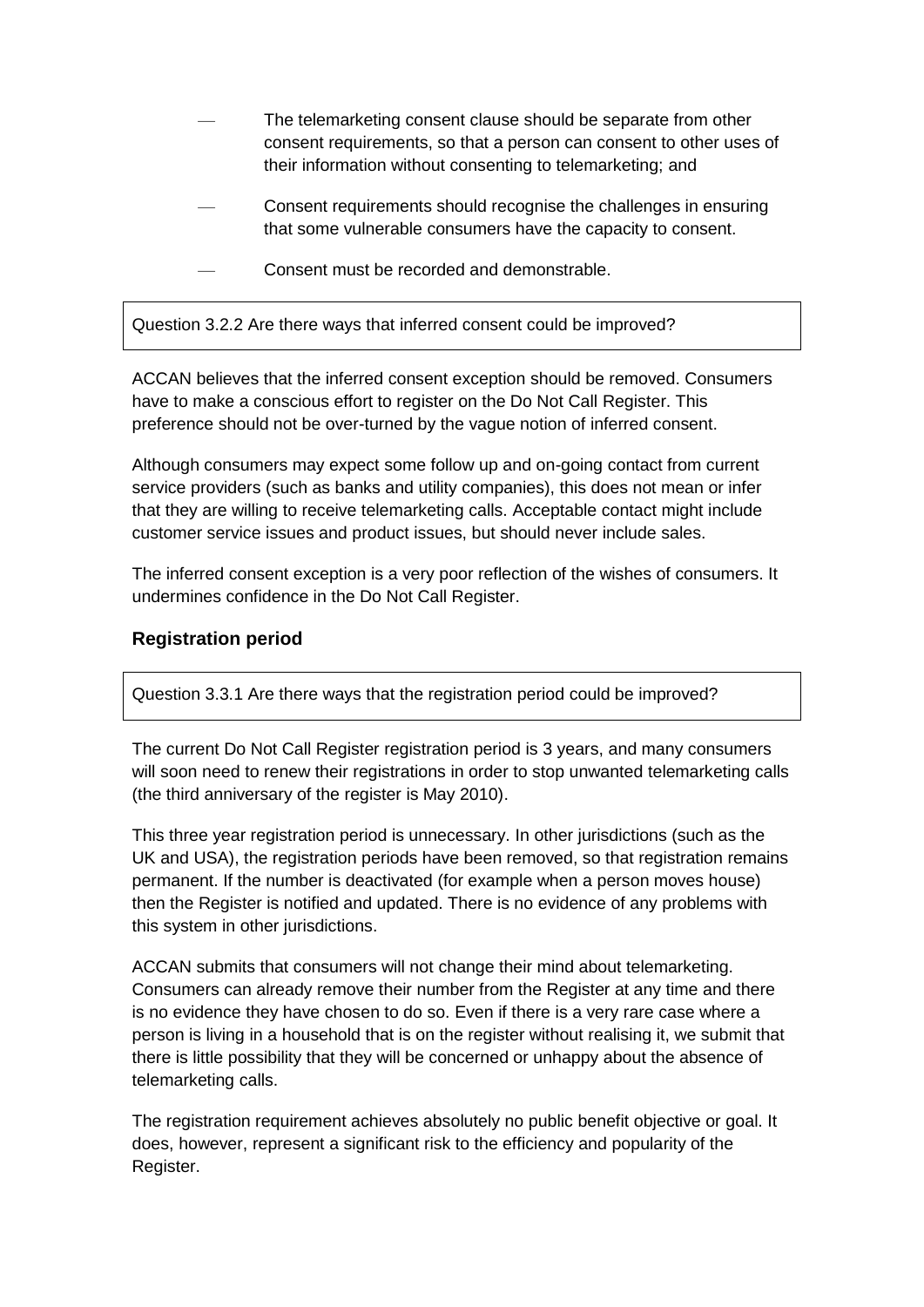- The telemarketing consent clause should be separate from other consent requirements, so that a person can consent to other uses of their information without consenting to telemarketing; and
- Consent requirements should recognise the challenges in ensuring that some vulnerable consumers have the capacity to consent.
- Consent must be recorded and demonstrable.

Question 3.2.2 Are there ways that inferred consent could be improved?

ACCAN believes that the inferred consent exception should be removed. Consumers have to make a conscious effort to register on the Do Not Call Register. This preference should not be over-turned by the vague notion of inferred consent.

Although consumers may expect some follow up and on-going contact from current service providers (such as banks and utility companies), this does not mean or infer that they are willing to receive telemarketing calls. Acceptable contact might include customer service issues and product issues, but should never include sales.

The inferred consent exception is a very poor reflection of the wishes of consumers. It undermines confidence in the Do Not Call Register.

### Registration period

Question 3.3.1 Are there ways that the registration period could be improved?

The current Do Not Call Register registration period is 3 years, and many consumers will soon need to renew their registrations in order to stop unwanted telemarketing calls (the third anniversary of the register is May 2010).

This three year registration period is unnecessary. In other jurisdictions (such as the UK and USA), the registration periods have been removed, so that registration remains permanent. If the number is deactivated (for example when a person moves house) then the Register is notified and updated. There is no evidence of any problems with this system in other jurisdictions.

ACCAN submits that consumers will not change their mind about telemarketing. Consumers can already remove their number from the Register at any time and there is no evidence they have chosen to do so. Even if there is a very rare case where a person is living in a household that is on the register without realising it, we submit that there is little possibility that they will be concerned or unhappy about the absence of telemarketing calls.

The registration requirement achieves absolutely no public benefit objective or goal. It does, however, represent a significant risk to the efficiency and popularity of the Register.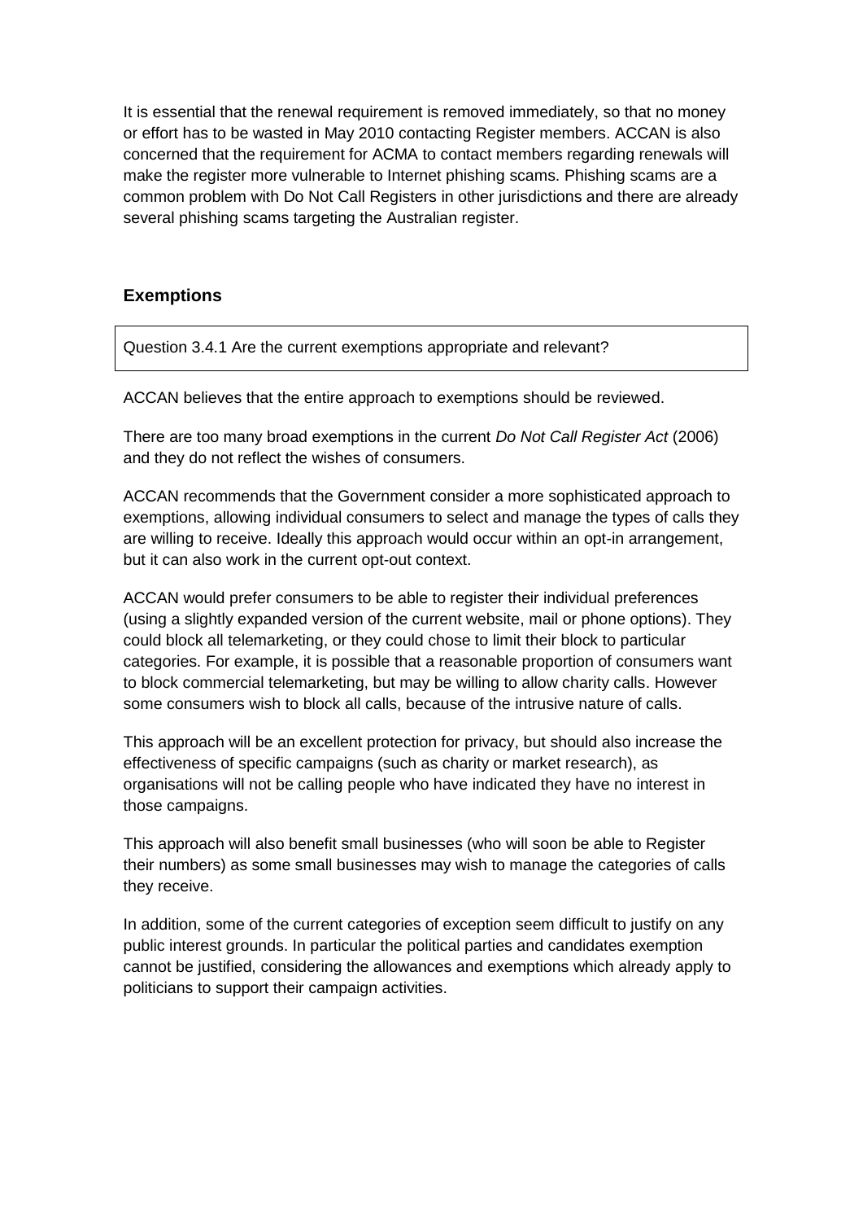It is essential that the renewal requirement is removed immediately, so that no money or effort has to be wasted in May 2010 contacting Register members. ACCAN is also concerned that the requirement for ACMA to contact members regarding renewals will make the register more vulnerable to Internet phishing scams. Phishing scams are a common problem with Do Not Call Registers in other jurisdictions and there are already several phishing scams targeting the Australian register.

## Exemptions

| Question 3.4.1 Are the current exemptions appropriate and relevant? |
| --- |

ACCAN believes that the entire approach to exemptions should be reviewed.

There are too many broad exemptions in the current *Do Not Call Register Act* (2006) and they do not reflect the wishes of consumers.

ACCAN recommends that the Government consider a more sophisticated approach to exemptions, allowing individual consumers to select and manage the types of calls they are willing to receive. Ideally this approach would occur within an opt-in arrangement, but it can also work in the current opt-out context.

ACCAN would prefer consumers to be able to register their individual preferences (using a slightly expanded version of the current website, mail or phone options). They could block all telemarketing, or they could chose to limit their block to particular categories. For example, it is possible that a reasonable proportion of consumers want to block commercial telemarketing, but may be willing to allow charity calls. However some consumers wish to block all calls, because of the intrusive nature of calls.

This approach will be an excellent protection for privacy, but should also increase the effectiveness of specific campaigns (such as charity or market research), as organisations will not be calling people who have indicated they have no interest in those campaigns.

This approach will also benefit small businesses (who will soon be able to Register their numbers) as some small businesses may wish to manage the categories of calls they receive.

In addition, some of the current categories of exception seem difficult to justify on any public interest grounds. In particular the political parties and candidates exemption cannot be justified, considering the allowances and exemptions which already apply to politicians to support their campaign activities.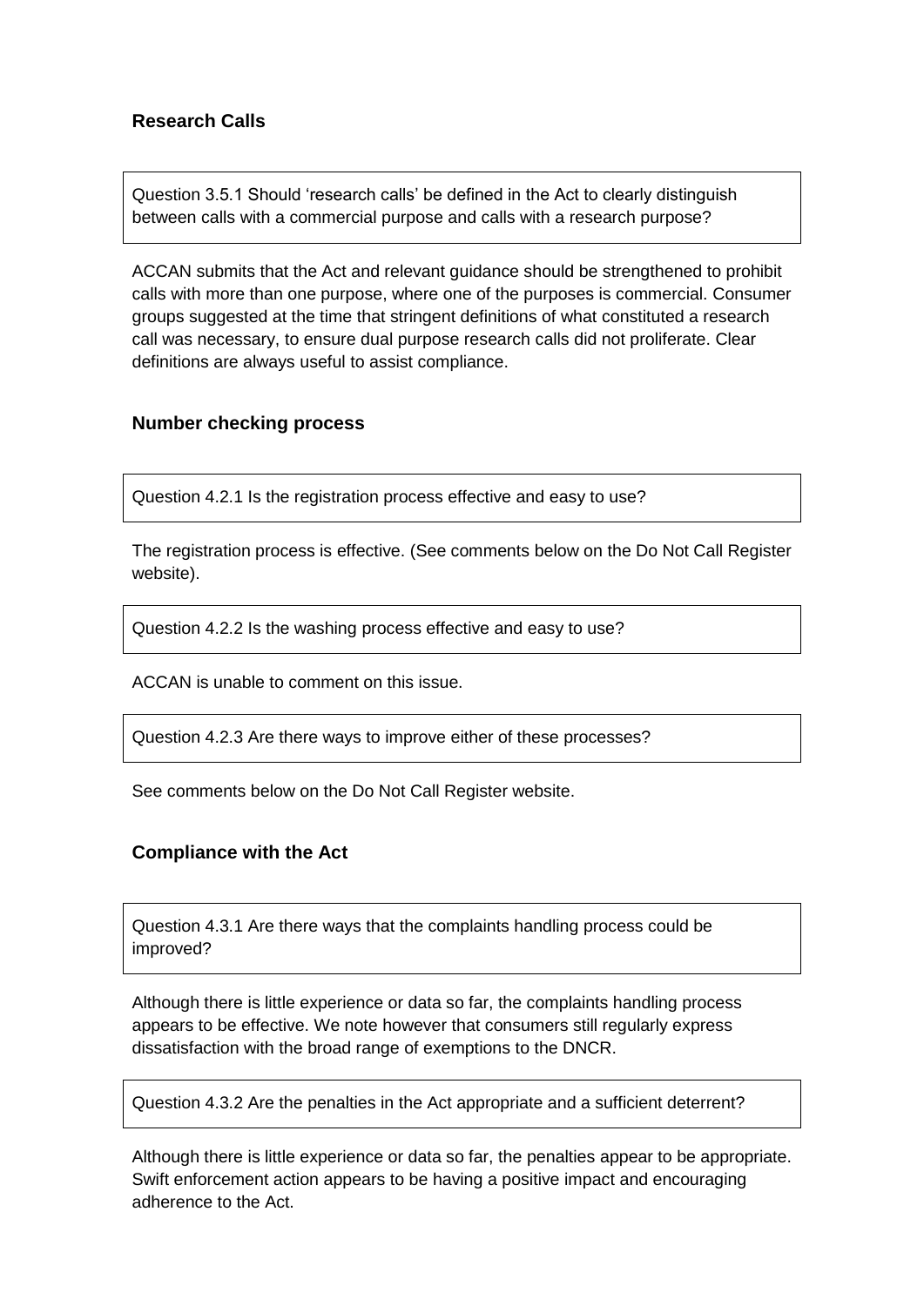### Research Calls

Question 3.5.1 Should 'research calls' be defined in the Act to clearly distinguish between calls with a commercial purpose and calls with a research purpose?

ACCAN submits that the Act and relevant guidance should be strengthened to prohibit calls with more than one purpose, where one of the purposes is commercial. Consumer groups suggested at the time that stringent definitions of what constituted a research call was necessary, to ensure dual purpose research calls did not proliferate. Clear definitions are always useful to assist compliance.

### Number checking process

Question 4.2.1 Is the registration process effective and easy to use?

The registration process is effective. (See comments below on the Do Not Call Register website).

Question 4.2.2 Is the washing process effective and easy to use?

ACCAN is unable to comment on this issue.

Question 4.2.3 Are there ways to improve either of these processes?

See comments below on the Do Not Call Register website.

### Compliance with the Act

Question 4.3.1 Are there ways that the complaints handling process could be improved?

Although there is little experience or data so far, the complaints handling process appears to be effective. We note however that consumers still regularly express dissatisfaction with the broad range of exemptions to the DNCR.

Question 4.3.2 Are the penalties in the Act appropriate and a sufficient deterrent?

Although there is little experience or data so far, the penalties appear to be appropriate. Swift enforcement action appears to be having a positive impact and encouraging adherence to the Act.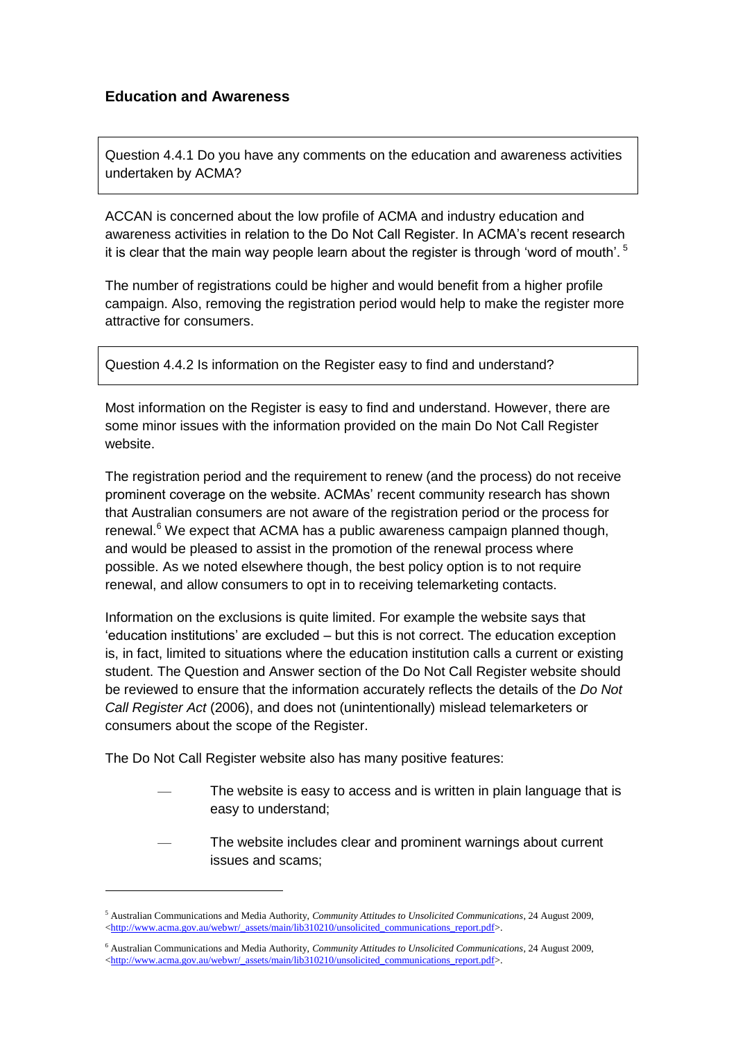## Education and Awareness

Question 4.4.1 Do you have any comments on the education and awareness activities undertaken by ACMA?

ACCAN is concerned about the low profile of ACMA and industry education and awareness activities in relation to the Do Not Call Register. In ACMA's recent research it is clear that the main way people learn about the register is through 'word of mouth'.[5]

The number of registrations could be higher and would benefit from a higher profile campaign. Also, removing the registration period would help to make the register more attractive for consumers.

Question 4.4.2 Is information on the Register easy to find and understand?

Most information on the Register is easy to find and understand. However, there are some minor issues with the information provided on the main Do Not Call Register website.

The registration period and the requirement to renew (and the process) do not receive prominent coverage on the website. ACMAs' recent community research has shown that Australian consumers are not aware of the registration period or the process for renewal.[6] We expect that ACMA has a public awareness campaign planned though, and would be pleased to assist in the promotion of the renewal process where possible. As we noted elsewhere though, the best policy option is to not require renewal, and allow consumers to opt in to receiving telemarketing contacts.

Information on the exclusions is quite limited. For example the website says that 'education institutions' are excluded – but this is not correct. The education exception is, in fact, limited to situations where the education institution calls a current or existing student. The Question and Answer section of the Do Not Call Register website should be reviewed to ensure that the information accurately reflects the details of the *Do Not Call Register Act* (2006), and does not (unintentionally) mislead telemarketers or consumers about the scope of the Register.

The Do Not Call Register website also has many positive features:

- The website is easy to access and is written in plain language that is easy to understand;
- The website includes clear and prominent warnings about current issues and scams;

---

[5] Australian Communications and Media Authority, *Community Attitudes to Unsolicited Communications*, 24 August 2009, <http://www.acma.gov.au/webwr/_assets/main/lib310210/unsolicited_communications_report.pdf>.

[6] Australian Communications and Media Authority, *Community Attitudes to Unsolicited Communications*, 24 August 2009, <http://www.acma.gov.au/webwr/_assets/main/lib310210/unsolicited_communications_report.pdf>.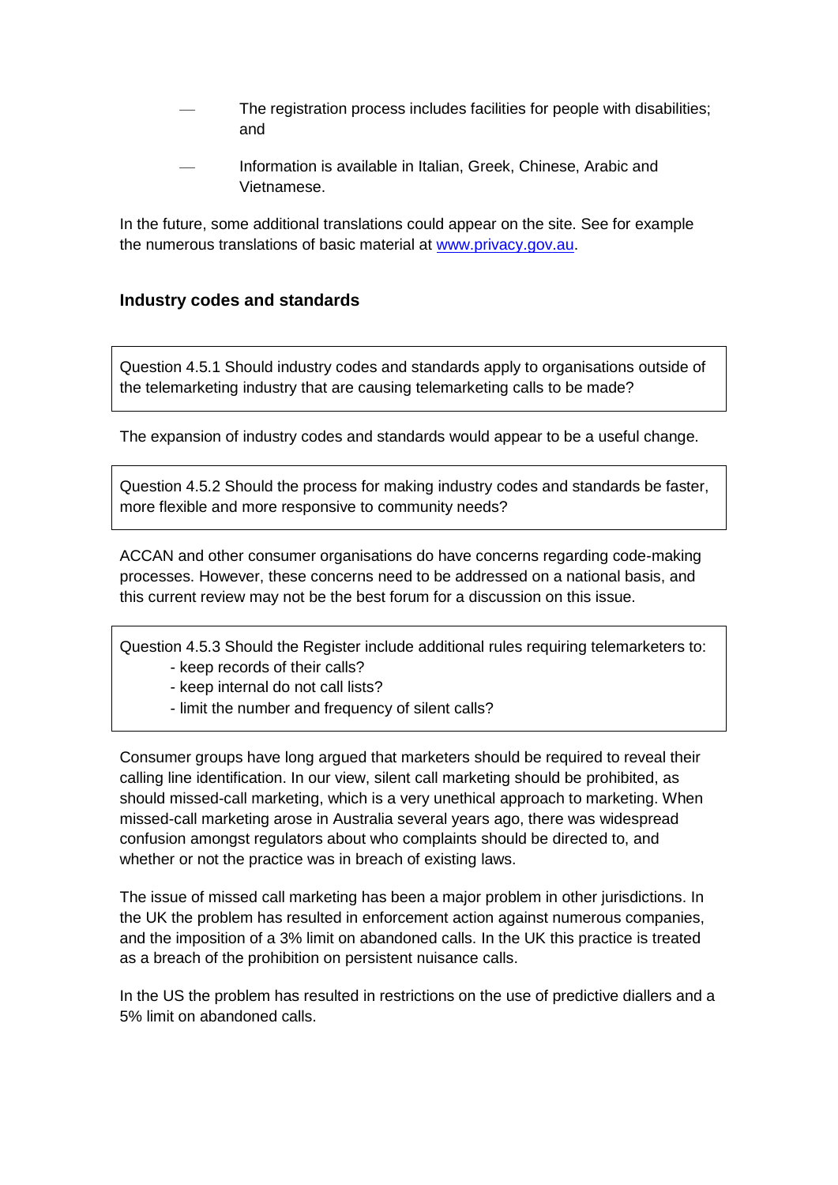- The registration process includes facilities for people with disabilities; and
- Information is available in Italian, Greek, Chinese, Arabic and Vietnamese.

In the future, some additional translations could appear on the site. See for example the numerous translations of basic material at [www.privacy.gov.au](www.privacy.gov.au).

### Industry codes and standards

> Question 4.5.1 Should industry codes and standards apply to organisations outside of the telemarketing industry that are causing telemarketing calls to be made?

The expansion of industry codes and standards would appear to be a useful change.

> Question 4.5.2 Should the process for making industry codes and standards be faster, more flexible and more responsive to community needs?

ACCAN and other consumer organisations do have concerns regarding code-making processes. However, these concerns need to be addressed on a national basis, and this current review may not be the best forum for a discussion on this issue.

> Question 4.5.3 Should the Register include additional rules requiring telemarketers to:
> - keep records of their calls?
> - keep internal do not call lists?
> - limit the number and frequency of silent calls?

Consumer groups have long argued that marketers should be required to reveal their calling line identification. In our view, silent call marketing should be prohibited, as should missed-call marketing, which is a very unethical approach to marketing. When missed-call marketing arose in Australia several years ago, there was widespread confusion amongst regulators about who complaints should be directed to, and whether or not the practice was in breach of existing laws.

The issue of missed call marketing has been a major problem in other jurisdictions. In the UK the problem has resulted in enforcement action against numerous companies, and the imposition of a 3% limit on abandoned calls. In the UK this practice is treated as a breach of the prohibition on persistent nuisance calls.

In the US the problem has resulted in restrictions on the use of predictive diallers and a 5% limit on abandoned calls.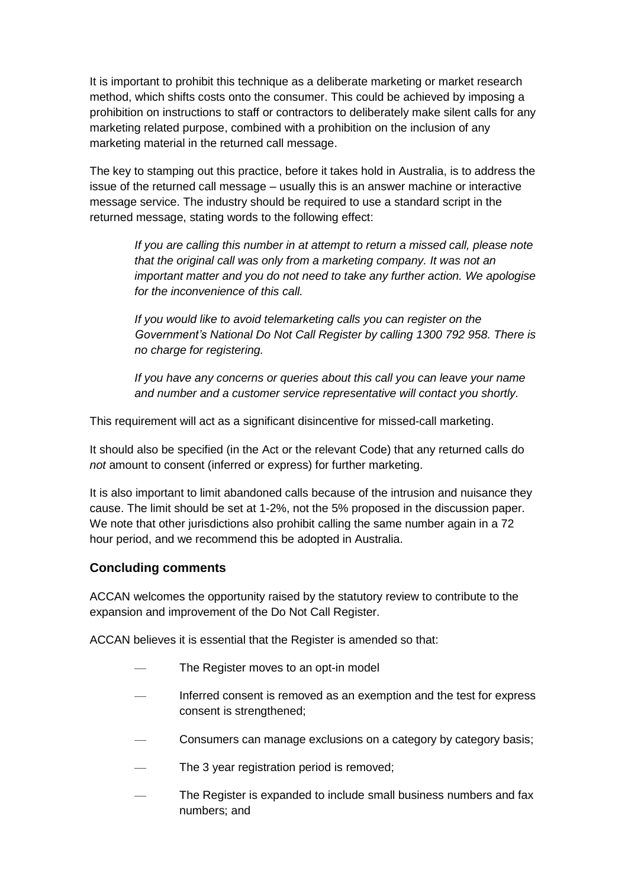It is important to prohibit this technique as a deliberate marketing or market research method, which shifts costs onto the consumer. This could be achieved by imposing a prohibition on instructions to staff or contractors to deliberately make silent calls for any marketing related purpose, combined with a prohibition on the inclusion of any marketing material in the returned call message.

The key to stamping out this practice, before it takes hold in Australia, is to address the issue of the returned call message – usually this is an answer machine or interactive message service. The industry should be required to use a standard script in the returned message, stating words to the following effect:

> *If you are calling this number in at attempt to return a missed call, please note that the original call was only from a marketing company. It was not an important matter and you do not need to take any further action. We apologise for the inconvenience of this call.*
>
> *If you would like to avoid telemarketing calls you can register on the Government's National Do Not Call Register by calling 1300 792 958. There is no charge for registering.*
>
> *If you have any concerns or queries about this call you can leave your name and number and a customer service representative will contact you shortly.*

This requirement will act as a significant disincentive for missed-call marketing.

It should also be specified (in the Act or the relevant Code) that any returned calls do *not* amount to consent (inferred or express) for further marketing.

It is also important to limit abandoned calls because of the intrusion and nuisance they cause. The limit should be set at 1-2%, not the 5% proposed in the discussion paper. We note that other jurisdictions also prohibit calling the same number again in a 72 hour period, and we recommend this be adopted in Australia.

### Concluding comments

ACCAN welcomes the opportunity raised by the statutory review to contribute to the expansion and improvement of the Do Not Call Register.

ACCAN believes it is essential that the Register is amended so that:

- The Register moves to an opt-in model
- Inferred consent is removed as an exemption and the test for express consent is strengthened;
- Consumers can manage exclusions on a category by category basis;
- The 3 year registration period is removed;
- The Register is expanded to include small business numbers and fax numbers; and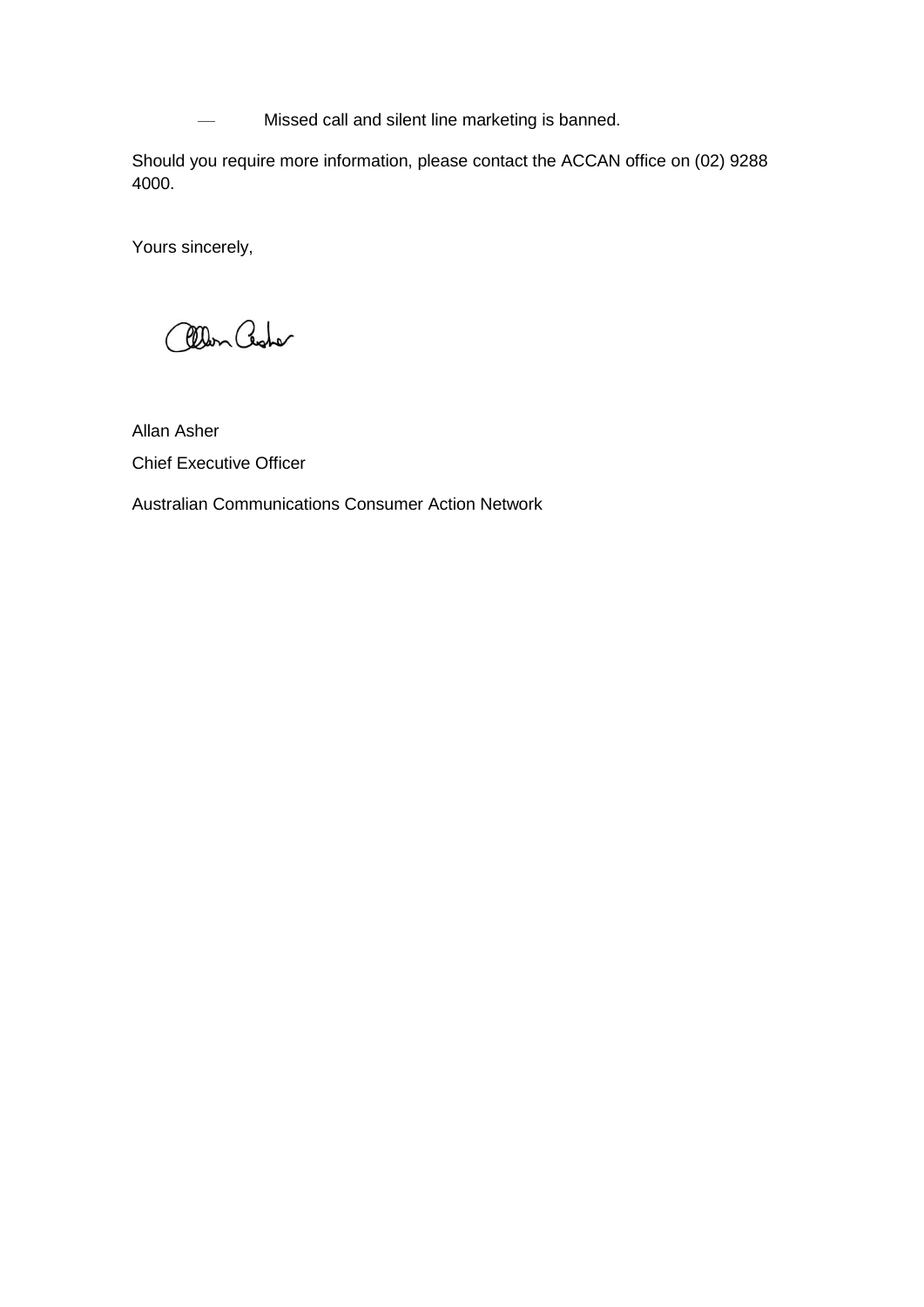- Missed call and silent line marketing is banned.

Should you require more information, please contact the ACCAN office on (02) 9288 4000.

Yours sincerely,

Allan Asher

Chief Executive Officer

Australian Communications Consumer Action Network